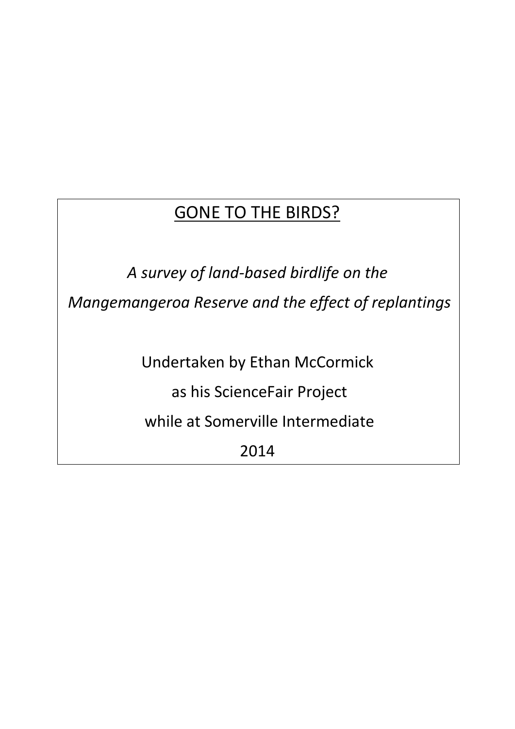# GONE TO THE BIRDS?

*A survey of land-based birdlife on the Mangemangeroa Reserve and the effect of replantings*

Undertaken by Ethan McCormick

as his ScienceFair Project

while at Somerville Intermediate

2014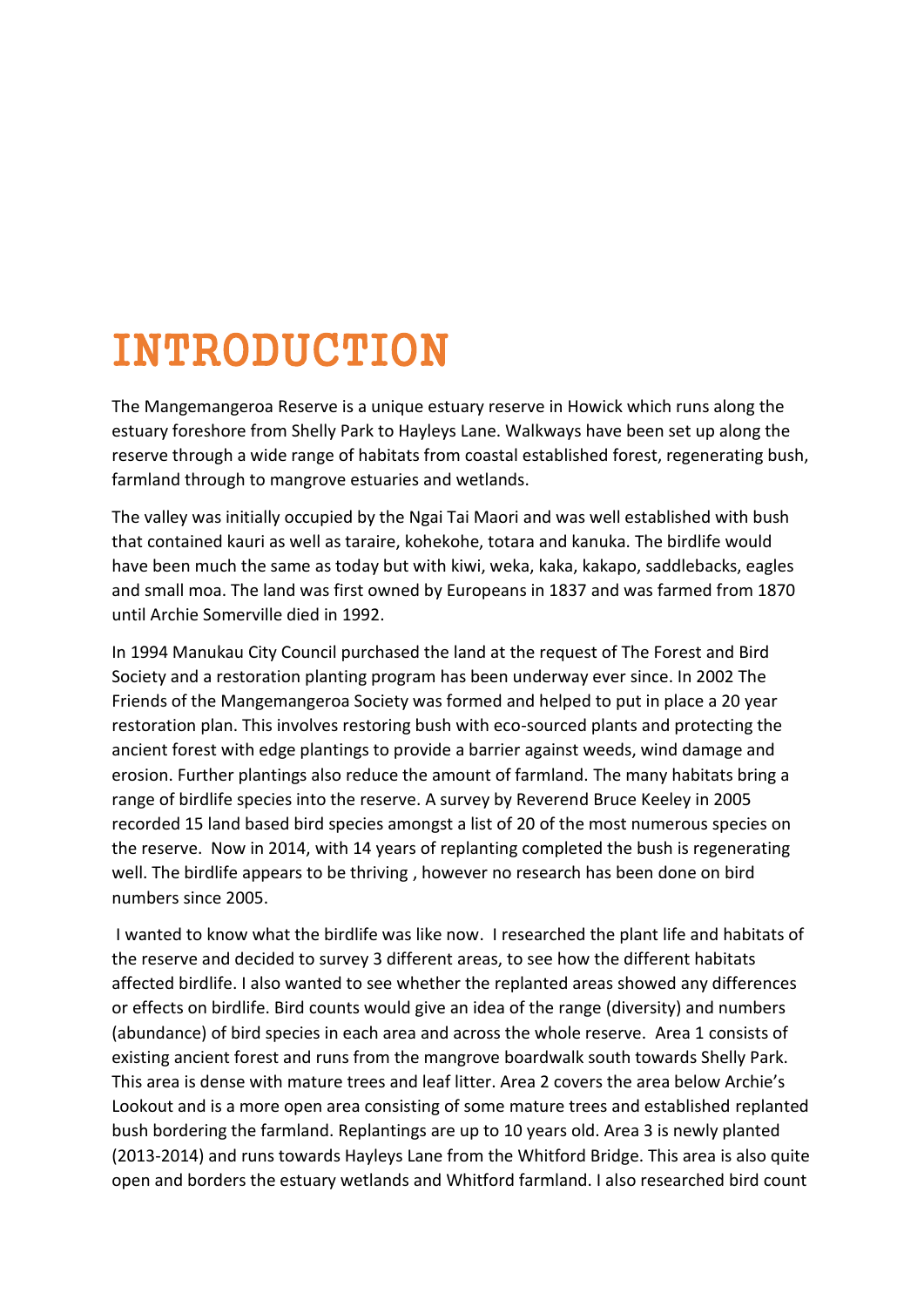# INTRODUCTION

The Mangemangeroa Reserve is a unique estuary reserve in Howick which runs along the estuary foreshore from Shelly Park to Hayleys Lane. Walkways have been set up along the reserve through a wide range of habitats from coastal established forest, regenerating bush, farmland through to mangrove estuaries and wetlands.

The valley was initially occupied by the Ngai Tai Maori and was well established with bush that contained kauri as well as taraire, kohekohe, totara and kanuka. The birdlife would have been much the same as today but with kiwi, weka, kaka, kakapo, saddlebacks, eagles and small moa. The land was first owned by Europeans in 1837 and was farmed from 1870 until Archie Somerville died in 1992.

In 1994 Manukau City Council purchased the land at the request of The Forest and Bird Society and a restoration planting program has been underway ever since. In 2002 The Friends of the Mangemangeroa Society was formed and helped to put in place a 20 year restoration plan. This involves restoring bush with eco-sourced plants and protecting the ancient forest with edge plantings to provide a barrier against weeds, wind damage and erosion. Further plantings also reduce the amount of farmland. The many habitats bring a range of birdlife species into the reserve. A survey by Reverend Bruce Keeley in 2005 recorded 15 land based bird species amongst a list of 20 of the most numerous species on the reserve. Now in 2014, with 14 years of replanting completed the bush is regenerating well. The birdlife appears to be thriving , however no research has been done on bird numbers since 2005.

I wanted to know what the birdlife was like now. I researched the plant life and habitats of the reserve and decided to survey 3 different areas, to see how the different habitats affected birdlife. I also wanted to see whether the replanted areas showed any differences or effects on birdlife. Bird counts would give an idea of the range (diversity) and numbers (abundance) of bird species in each area and across the whole reserve. Area 1 consists of existing ancient forest and runs from the mangrove boardwalk south towards Shelly Park. This area is dense with mature trees and leaf litter. Area 2 covers the area below Archie's Lookout and is a more open area consisting of some mature trees and established replanted bush bordering the farmland. Replantings are up to 10 years old. Area 3 is newly planted (2013-2014) and runs towards Hayleys Lane from the Whitford Bridge. This area is also quite open and borders the estuary wetlands and Whitford farmland. I also researched bird count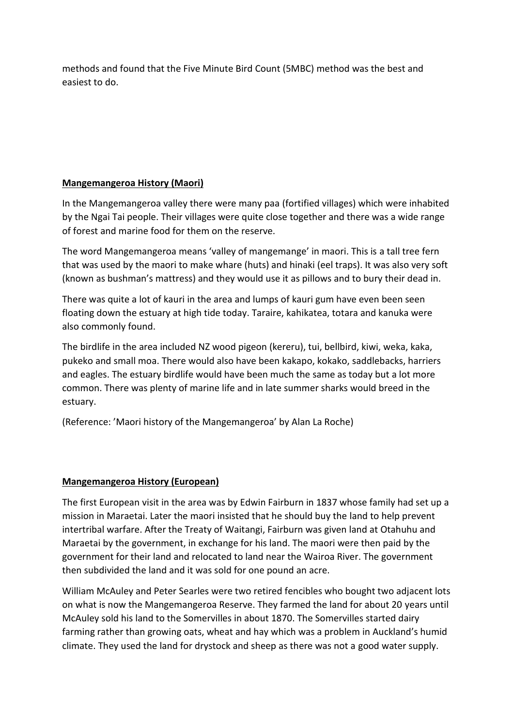methods and found that the Five Minute Bird Count (5MBC) method was the best and easiest to do.

## Mangemangeroa History (Maori)

In the Mangemangeroa valley there were many paa (fortified villages) which were inhabited by the Ngai Tai people. Their villages were quite close together and there was a wide range of forest and marine food for them on the reserve.

The word Mangemangeroa means 'valley of mangemange' in maori. This is a tall tree fern that was used by the maori to make whare (huts) and hinaki (eel traps). It was also very soft (known as bushman's mattress) and they would use it as pillows and to bury their dead in.

There was quite a lot of kauri in the area and lumps of kauri gum have even been seen floating down the estuary at high tide today. Taraire, kahikatea, totara and kanuka were also commonly found.

The birdlife in the area included NZ wood pigeon (kereru), tui, bellbird, kiwi, weka, kaka, pukeko and small moa. There would also have been kakapo, kokako, saddlebacks, harriers and eagles. The estuary birdlife would have been much the same as today but a lot more common. There was plenty of marine life and in late summer sharks would breed in the estuary.

(Reference: 'Maori history of the Mangemangeroa' by Alan La Roche)

## Mangemangeroa History (European)

The first European visit in the area was by Edwin Fairburn in 1837 whose family had set up a mission in Maraetai. Later the maori insisted that he should buy the land to help prevent intertribal warfare. After the Treaty of Waitangi, Fairburn was given land at Otahuhu and Maraetai by the government, in exchange for his land. The maori were then paid by the government for their land and relocated to land near the Wairoa River. The government then subdivided the land and it was sold for one pound an acre.

William McAuley and Peter Searles were two retired fencibles who bought two adjacent lots on what is now the Mangemangeroa Reserve. They farmed the land for about 20 years until McAuley sold his land to the Somervilles in about 1870. The Somervilles started dairy farming rather than growing oats, wheat and hay which was a problem in Auckland's humid climate. They used the land for drystock and sheep as there was not a good water supply.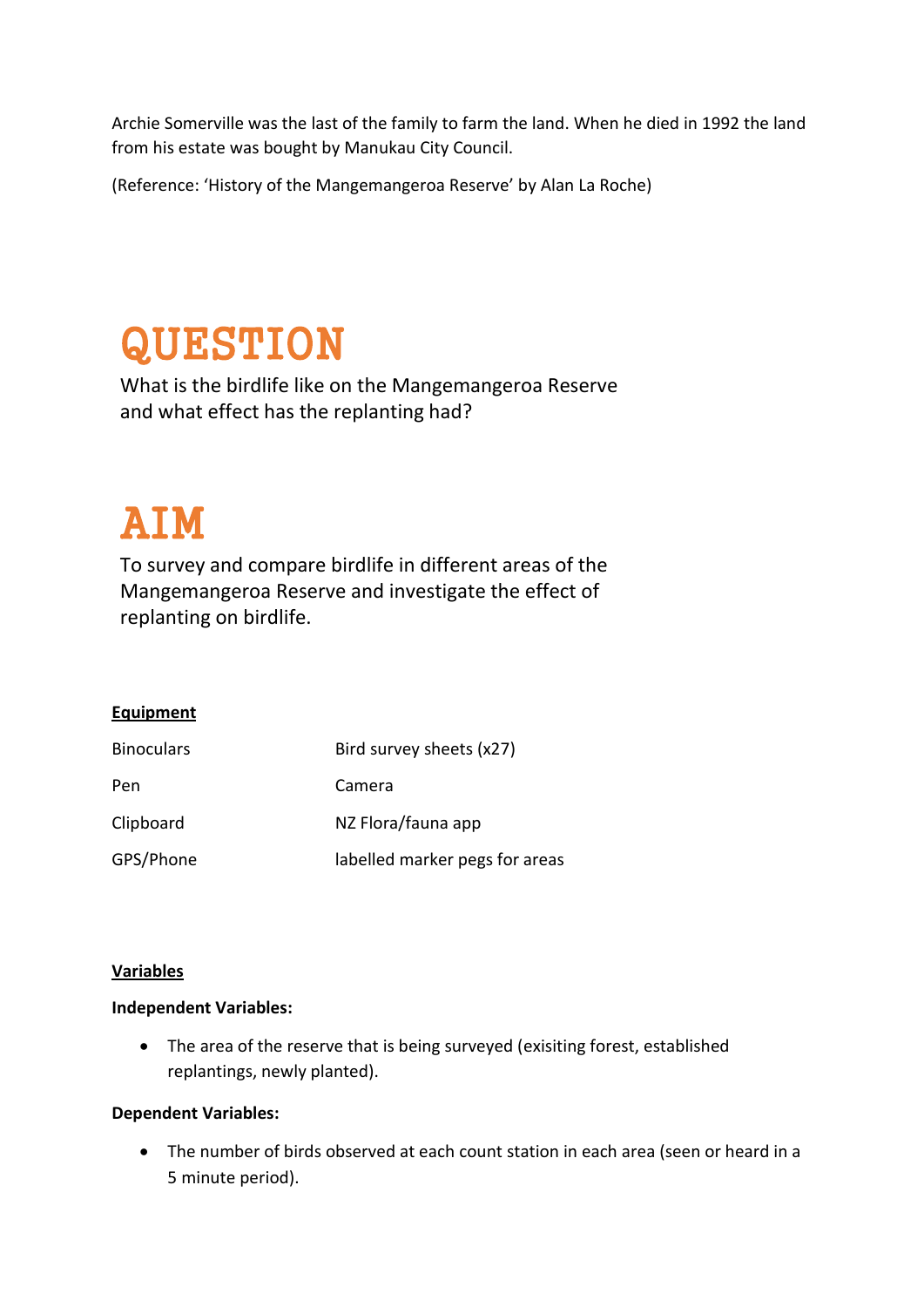Archie Somerville was the last of the family to farm the land. When he died in 1992 the land from his estate was bought by Manukau City Council.

(Reference: 'History of the Mangemangeroa Reserve' by Alan La Roche)

# QUESTION

What is the birdlife like on the Mangemangeroa Reserve and what effect has the replanting had?

# AIM

To survey and compare birdlife in different areas of the Mangemangeroa Reserve and investigate the effect of replanting on birdlife.

**Equipment**

| | |
|---|---|
| Binoculars | Bird survey sheets (x27) |
| Pen | Camera |
| Clipboard | NZ Flora/fauna app |
| GPS/Phone | labelled marker pegs for areas |

**Variables**

**Independent Variables:**

- The area of the reserve that is being surveyed (exisiting forest, established replantings, newly planted).

**Dependent Variables:**

- The number of birds observed at each count station in each area (seen or heard in a 5 minute period).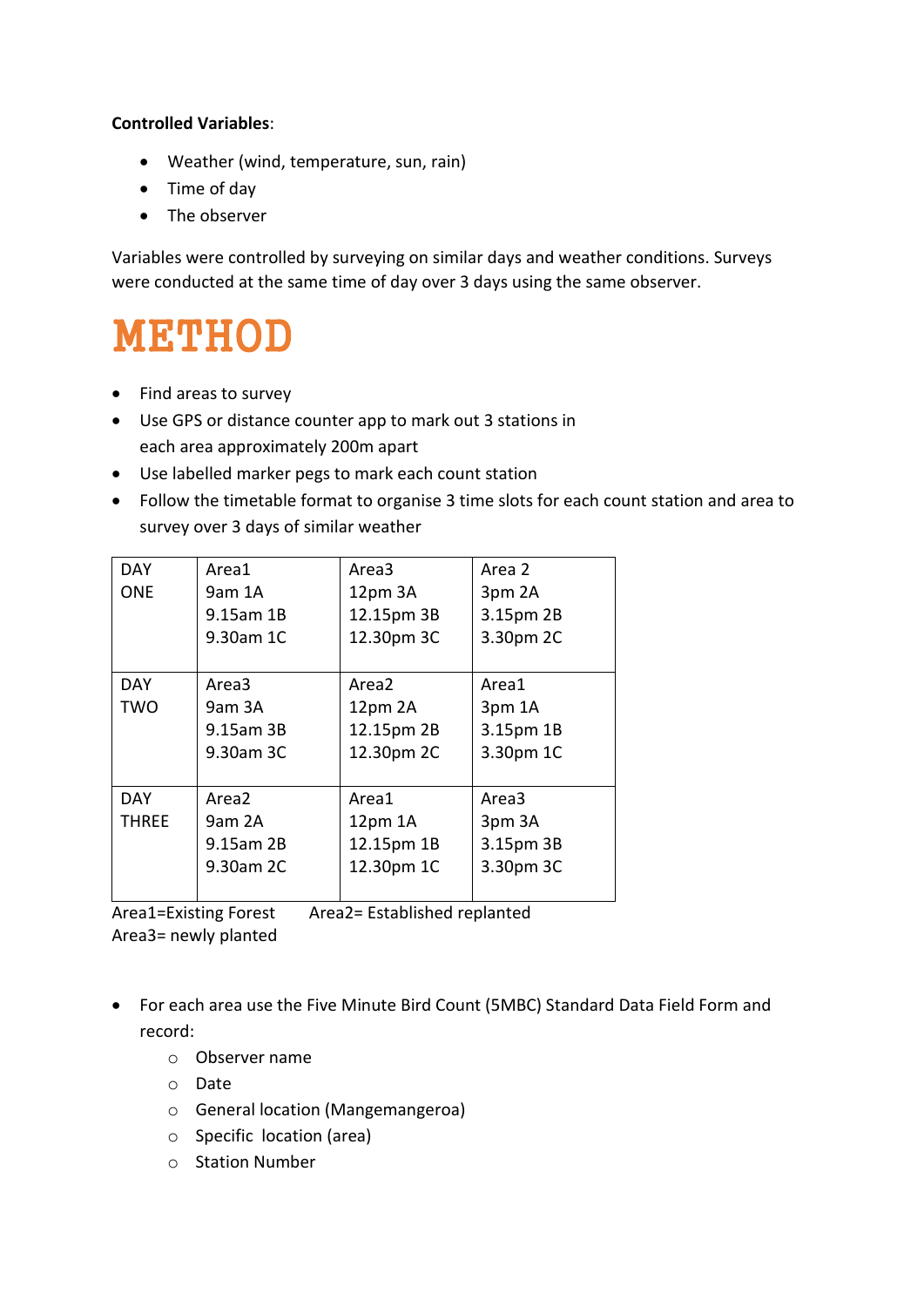**Controlled Variables**:

- Weather (wind, temperature, sun, rain)
- Time of day
- The observer

Variables were controlled by surveying on similar days and weather conditions. Surveys were conducted at the same time of day over 3 days using the same observer.

# METHOD

- Find areas to survey
- Use GPS or distance counter app to mark out 3 stations in each area approximately 200m apart
- Use labelled marker pegs to mark each count station
- Follow the timetable format to organise 3 time slots for each count station and area to survey over 3 days of similar weather

| DAY ONE | Area1<br>9am 1A<br>9.15am 1B<br>9.30am 1C | Area3<br>12pm 3A<br>12.15pm 3B<br>12.30pm 3C | Area 2<br>3pm 2A<br>3.15pm 2B<br>3.30pm 2C |
|---|---|---|---|
| DAY TWO | Area3<br>9am 3A<br>9.15am 3B<br>9.30am 3C | Area2<br>12pm 2A<br>12.15pm 2B<br>12.30pm 2C | Area1<br>3pm 1A<br>3.15pm 1B<br>3.30pm 1C |
| DAY THREE | Area2<br>9am 2A<br>9.15am 2B<br>9.30am 2C | Area1<br>12pm 1A<br>12.15pm 1B<br>12.30pm 1C | Area3<br>3pm 3A<br>3.15pm 3B<br>3.30pm 3C |

Area1=Existing Forest Area2= Established replanted
Area3= newly planted

- For each area use the Five Minute Bird Count (5MBC) Standard Data Field Form and record:
    - Observer name
    - Date
    - General location (Mangemangeroa)
    - Specific location (area)
    - Station Number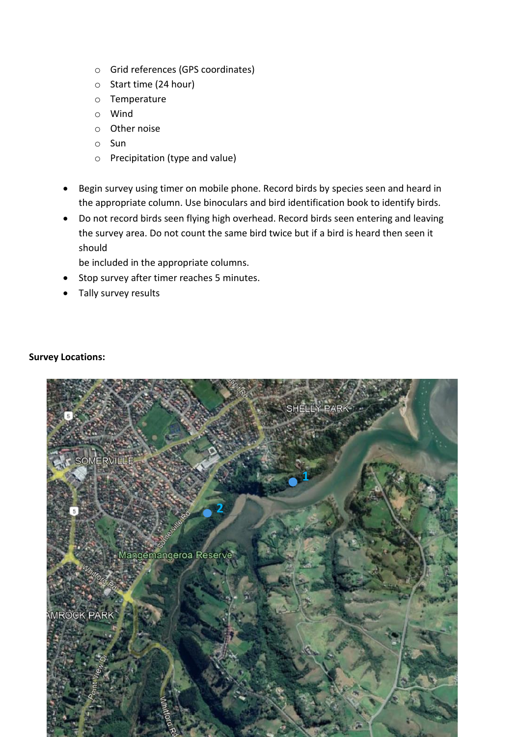- Grid references (GPS coordinates)
- Start time (24 hour)
- Temperature
- Wind
- Other noise
- Sun
- Precipitation (type and value)

- Begin survey using timer on mobile phone. Record birds by species seen and heard in the appropriate column. Use binoculars and bird identification book to identify birds.
- Do not record birds seen flying high overhead. Record birds seen entering and leaving the survey area. Do not count the same bird twice but if a bird is heard then seen it should be included in the appropriate columns.
- Stop survey after timer reaches 5 minutes.
- Tally survey results

**Survey Locations:**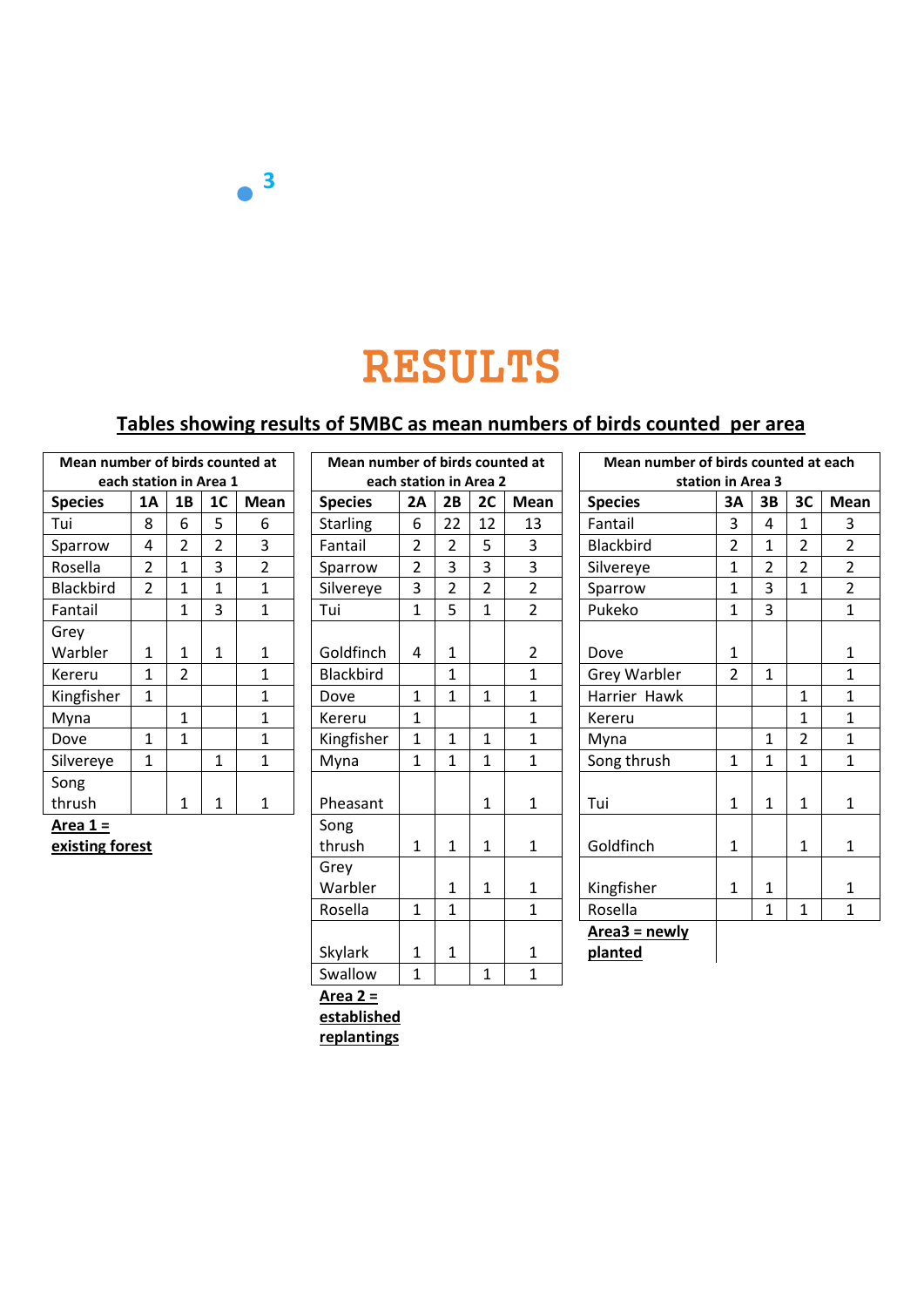3

# RESULTS

**Tables showing results of 5MBC as mean numbers of birds counted per area**

| **Mean number of birds counted at each station in Area 1** | | | | |
|---|---|---|---|---|
| **Species** | **1A** | **1B** | **1C** | **Mean** |
| Tui | 8 | 6 | 5 | 6 |
| Sparrow | 4 | 2 | 2 | 3 |
| Rosella | 2 | 1 | 3 | 2 |
| Blackbird | 2 | 1 | 1 | 1 |
| Fantail | | 1 | 3 | 1 |
| Grey Warbler | 1 | 1 | 1 | 1 |
| Kereru | 1 | 2 | | 1 |
| Kingfisher | 1 | | | 1 |
| Myna | | 1 | | 1 |
| Dove | 1 | 1 | | 1 |
| Silvereye | 1 | | 1 | 1 |
| Song thrush | | 1 | 1 | 1 |

**Area 1 = existing forest**

| **Mean number of birds counted at each station in Area 2** | | | | |
|---|---|---|---|---|
| **Species** | **2A** | **2B** | **2C** | **Mean** |
| Starling | 6 | 22 | 12 | 13 |
| Fantail | 2 | 2 | 5 | 3 |
| Sparrow | 2 | 3 | 3 | 3 |
| Silvereye | 3 | 2 | 2 | 2 |
| Tui | 1 | 5 | 1 | 2 |
| Goldfinch | 4 | 1 | | 2 |
| Blackbird | | 1 | | 1 |
| Dove | 1 | 1 | 1 | 1 |
| Kereru | 1 | | | 1 |
| Kingfisher | 1 | 1 | 1 | 1 |
| Myna | 1 | 1 | 1 | 1 |
| Pheasant | | | 1 | 1 |
| Song thrush | 1 | 1 | 1 | 1 |
| Grey Warbler | | 1 | 1 | 1 |
| Rosella | 1 | 1 | | 1 |
| Skylark | 1 | 1 | | 1 |
| Swallow | 1 | | 1 | 1 |

**Area 2 = established replantings**

| **Mean number of birds counted at each station in Area 3** | | | | |
|---|---|---|---|---|
| **Species** | **3A** | **3B** | **3C** | **Mean** |
| Fantail | 3 | 4 | 1 | 3 |
| Blackbird | 2 | 1 | 2 | 2 |
| Silvereye | 1 | 2 | 2 | 2 |
| Sparrow | 1 | 3 | 1 | 2 |
| Pukeko | 1 | 3 | | 1 |
| Dove | 1 | | | 1 |
| Grey Warbler | 2 | 1 | | 1 |
| Harrier Hawk | | | 1 | 1 |
| Kereru | | | 1 | 1 |
| Myna | | 1 | 2 | 1 |
| Song thrush | 1 | 1 | 1 | 1 |
| Tui | 1 | 1 | 1 | 1 |
| Goldfinch | 1 | | 1 | 1 |
| Kingfisher | 1 | 1 | | 1 |
| Rosella | | 1 | 1 | 1 |

**Area3 = newly planted**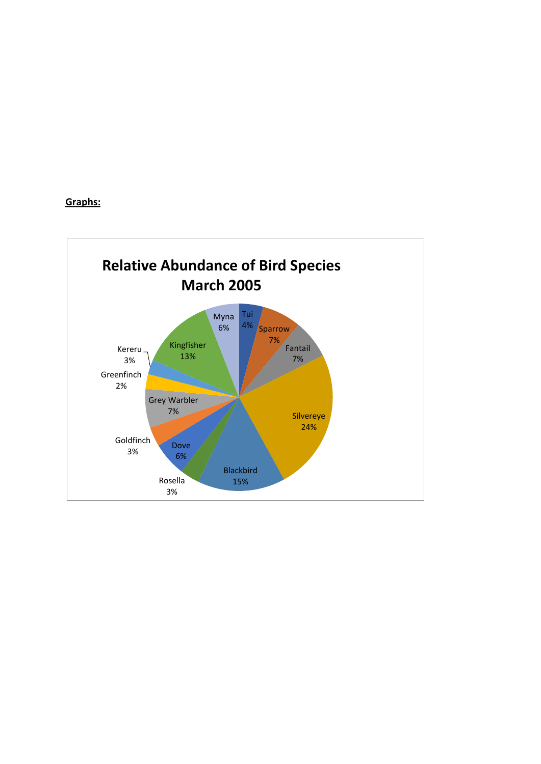**Graphs:**

**Relative Abundance of Bird Species March 2005**

| Species | Relative Abundance |
|---|---|
| Tui | 4% |
| Sparrow | 7% |
| Fantail | 7% |
| Silvereye | 24% |
| Blackbird | 15% |
| Rosella | 3% |
| Dove | 6% |
| Goldfinch | 3% |
| Grey Warbler | 7% |
| Greenfinch | 2% |
| Kereru | 3% |
| Kingfisher | 13% |
| Myna | 6% |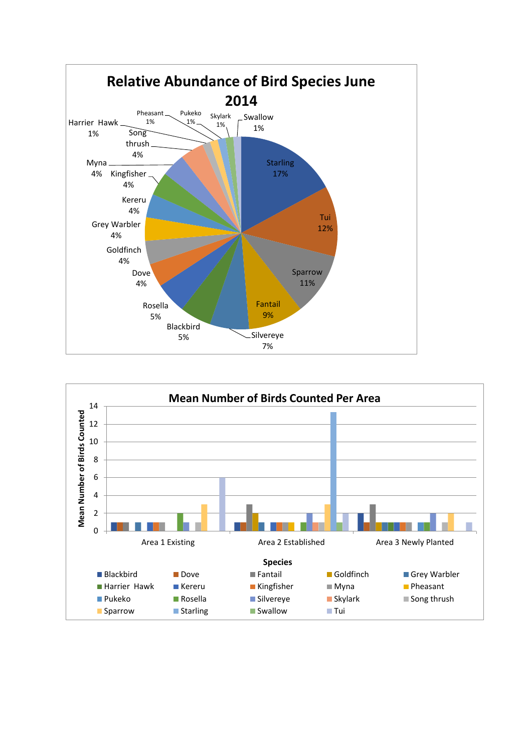## Relative Abundance of Bird Species June 2014

| Species | Percentage |
|---|---|
| Starling | 17% |
| Tui | 12% |
| Sparrow | 11% |
| Fantail | 9% |
| Silvereye | 7% |
| Blackbird | 5% |
| Rosella | 5% |
| Dove | 4% |
| Goldfinch | 4% |
| Grey Warbler | 4% |
| Kereru | 4% |
| Kingfisher | 4% |
| Myna | 4% |
| Song thrush | 4% |
| Harrier Hawk | 1% |
| Pheasant | 1% |
| Pukeko | 1% |
| Skylark | 1% |
| Swallow | 1% |

## Mean Number of Birds Counted Per Area

Y-axis: Mean Number of Birds Counted (0–14)

X-axis: Area 1 Existing, Area 2 Established, Area 3 Newly Planted

Species: Blackbird, Dove, Fantail, Goldfinch, Grey Warbler, Harrier Hawk, Kereru, Kingfisher, Myna, Pheasant, Pukeko, Rosella, Silvereye, Skylark, Song thrush, Sparrow, Starling, Swallow, Tui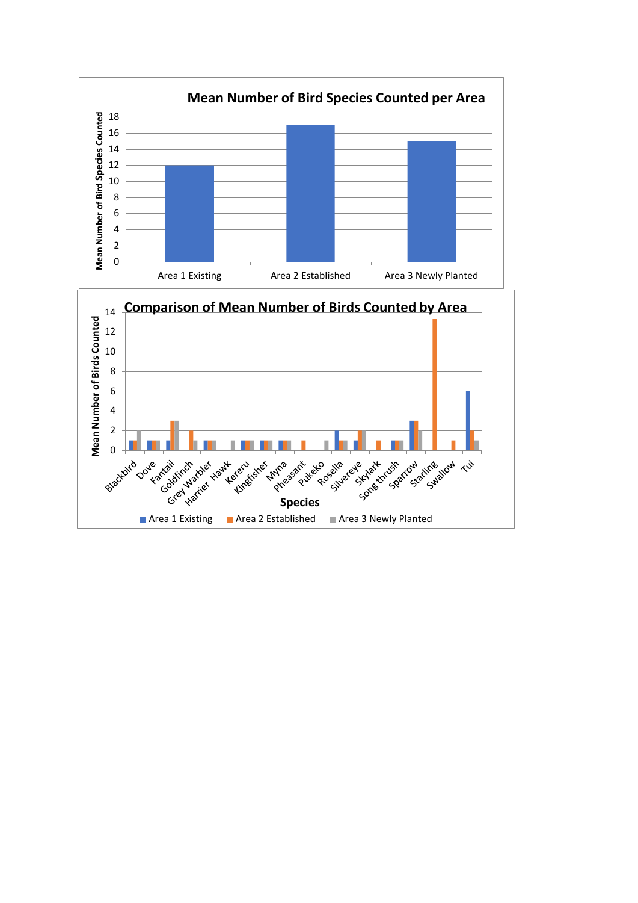**Mean Number of Bird Species Counted per Area**

Mean Number of Bird Species Counted

Area 1 Existing | Area 2 Established | Area 3 Newly Planted

**Comparison of Mean Number of Birds Counted by Area**

Mean Number of Birds Counted

Species: Blackbird, Dove, Fantail, Goldfinch, Grey Warbler, Harrier Hawk, Kereru, Kingfisher, Myna, Pheasant, Pukeko, Rosella, Silvereye, Skylark, Song thrush, Sparrow, Starling, Swallow, Tui

Area 1 Existing | Area 2 Established | Area 3 Newly Planted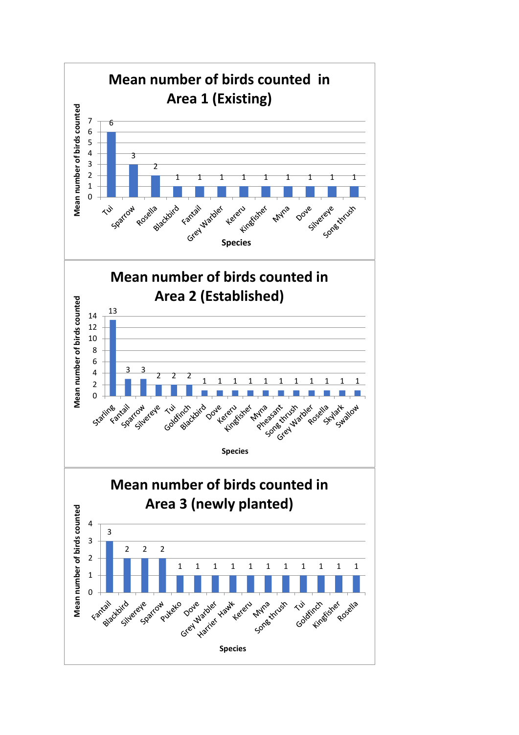## Mean number of birds counted in Area 1 (Existing)

| Species | Mean number of birds counted |
|---|---|
| Tui | 6 |
| Sparrow | 3 |
| Rosella | 2 |
| Blackbird | 1 |
| Fantail | 1 |
| Grey Warbler | 1 |
| Kereru | 1 |
| Kingfisher | 1 |
| Myna | 1 |
| Dove | 1 |
| Silvereye | 1 |
| Song thrush | 1 |

## Mean number of birds counted in Area 2 (Established)

| Species | Mean number of birds counted |
|---|---|
| Starling | 13 |
| Fantail | 3 |
| Sparrow | 3 |
| Silvereye | 2 |
| Tui | 2 |
| Goldfinch | 2 |
| Blackbird | 1 |
| Dove | 1 |
| Kereru | 1 |
| Kingfisher | 1 |
| Myna | 1 |
| Pheasant | 1 |
| Song thrush | 1 |
| Grey Warbler | 1 |
| Rosella | 1 |
| Skylark | 1 |
| Swallow | 1 |

## Mean number of birds counted in Area 3 (newly planted)

| Species | Mean number of birds counted |
|---|---|
| Fantail | 3 |
| Blackbird | 2 |
| Silvereye | 2 |
| Sparrow | 2 |
| Pukeko | 1 |
| Dove | 1 |
| Grey Warbler | 1 |
| Harrier Hawk | 1 |
| Kereru | 1 |
| Myna | 1 |
| Song thrush | 1 |
| Tui | 1 |
| Goldfinch | 1 |
| Kingfisher | 1 |
| Rosella | 1 |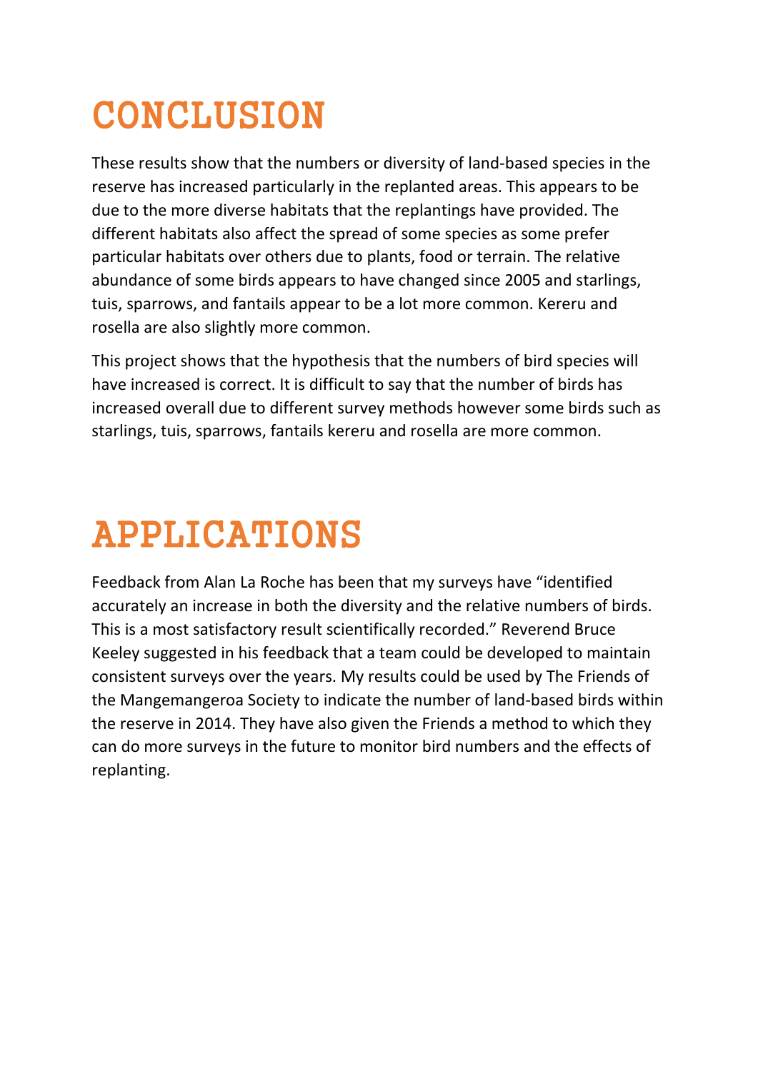# CONCLUSION

These results show that the numbers or diversity of land-based species in the reserve has increased particularly in the replanted areas. This appears to be due to the more diverse habitats that the replantings have provided. The different habitats also affect the spread of some species as some prefer particular habitats over others due to plants, food or terrain. The relative abundance of some birds appears to have changed since 2005 and starlings, tuis, sparrows, and fantails appear to be a lot more common. Kereru and rosella are also slightly more common.

This project shows that the hypothesis that the numbers of bird species will have increased is correct. It is difficult to say that the number of birds has increased overall due to different survey methods however some birds such as starlings, tuis, sparrows, fantails kereru and rosella are more common.

# APPLICATIONS

Feedback from Alan La Roche has been that my surveys have "identified accurately an increase in both the diversity and the relative numbers of birds. This is a most satisfactory result scientifically recorded." Reverend Bruce Keeley suggested in his feedback that a team could be developed to maintain consistent surveys over the years. My results could be used by The Friends of the Mangemangeroa Society to indicate the number of land-based birds within the reserve in 2014. They have also given the Friends a method to which they can do more surveys in the future to monitor bird numbers and the effects of replanting.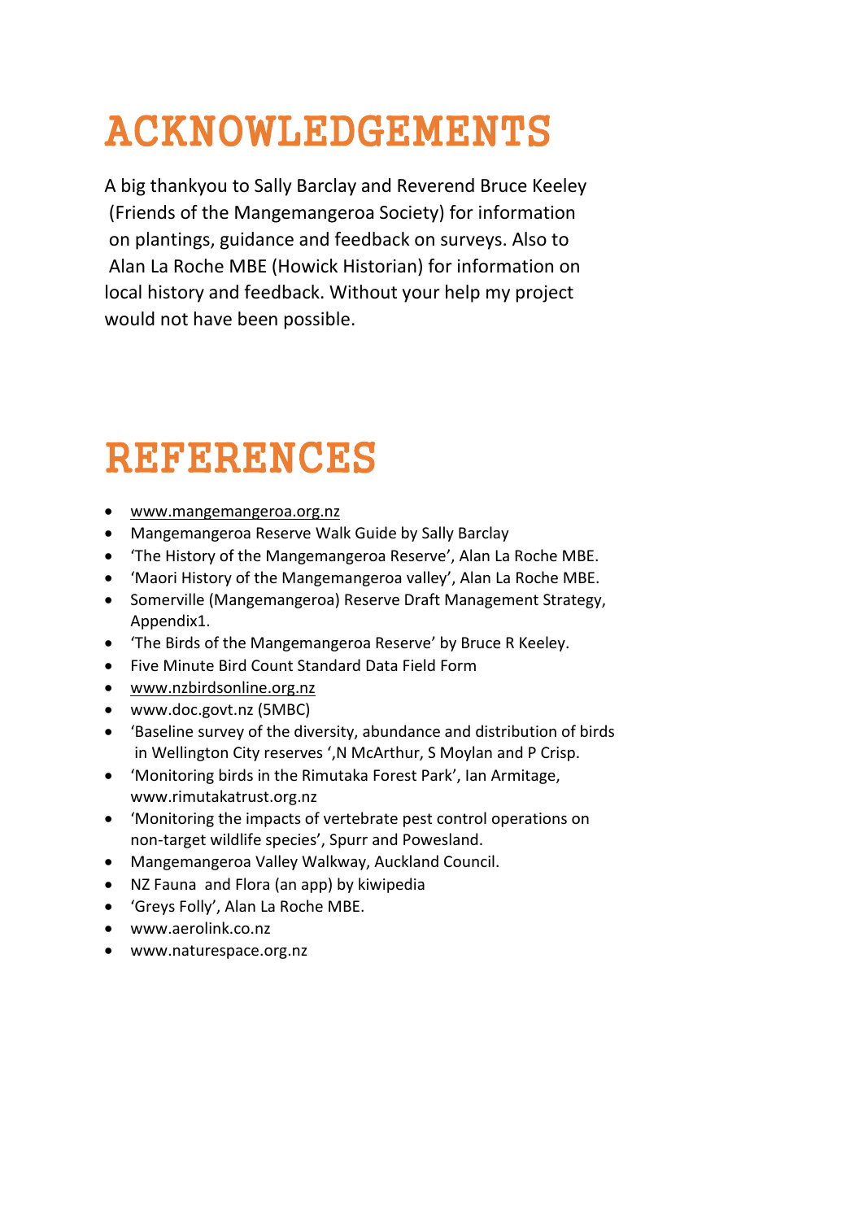# ACKNOWLEDGEMENTS

A big thankyou to Sally Barclay and Reverend Bruce Keeley (Friends of the Mangemangeroa Society) for information on plantings, guidance and feedback on surveys. Also to Alan La Roche MBE (Howick Historian) for information on local history and feedback. Without your help my project would not have been possible.

# REFERENCES

- www.mangemangeroa.org.nz
- Mangemangeroa Reserve Walk Guide by Sally Barclay
- 'The History of the Mangemangeroa Reserve', Alan La Roche MBE.
- 'Maori History of the Mangemangeroa valley', Alan La Roche MBE.
- Somerville (Mangemangeroa) Reserve Draft Management Strategy, Appendix1.
- 'The Birds of the Mangemangeroa Reserve' by Bruce R Keeley.
- Five Minute Bird Count Standard Data Field Form
- www.nzbirdsonline.org.nz
- www.doc.govt.nz (5MBC)
- 'Baseline survey of the diversity, abundance and distribution of birds in Wellington City reserves ',N McArthur, S Moylan and P Crisp.
- 'Monitoring birds in the Rimutaka Forest Park', Ian Armitage, www.rimutakatrust.org.nz
- 'Monitoring the impacts of vertebrate pest control operations on non-target wildlife species', Spurr and Powesland.
- Mangemangeroa Valley Walkway, Auckland Council.
- NZ Fauna and Flora (an app) by kiwipedia
- 'Greys Folly', Alan La Roche MBE.
- www.aerolink.co.nz
- www.naturespace.org.nz